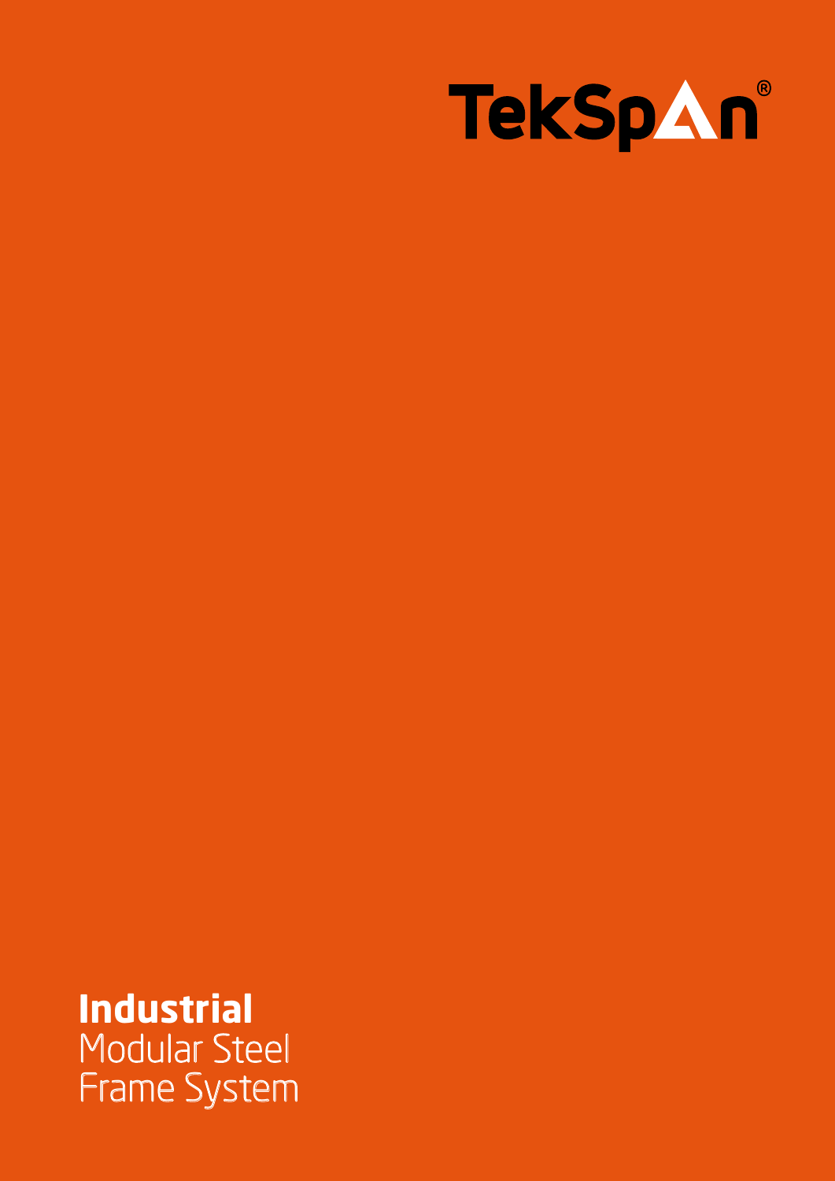TekSpan®

**Industrial**
Modular Steel
Frame System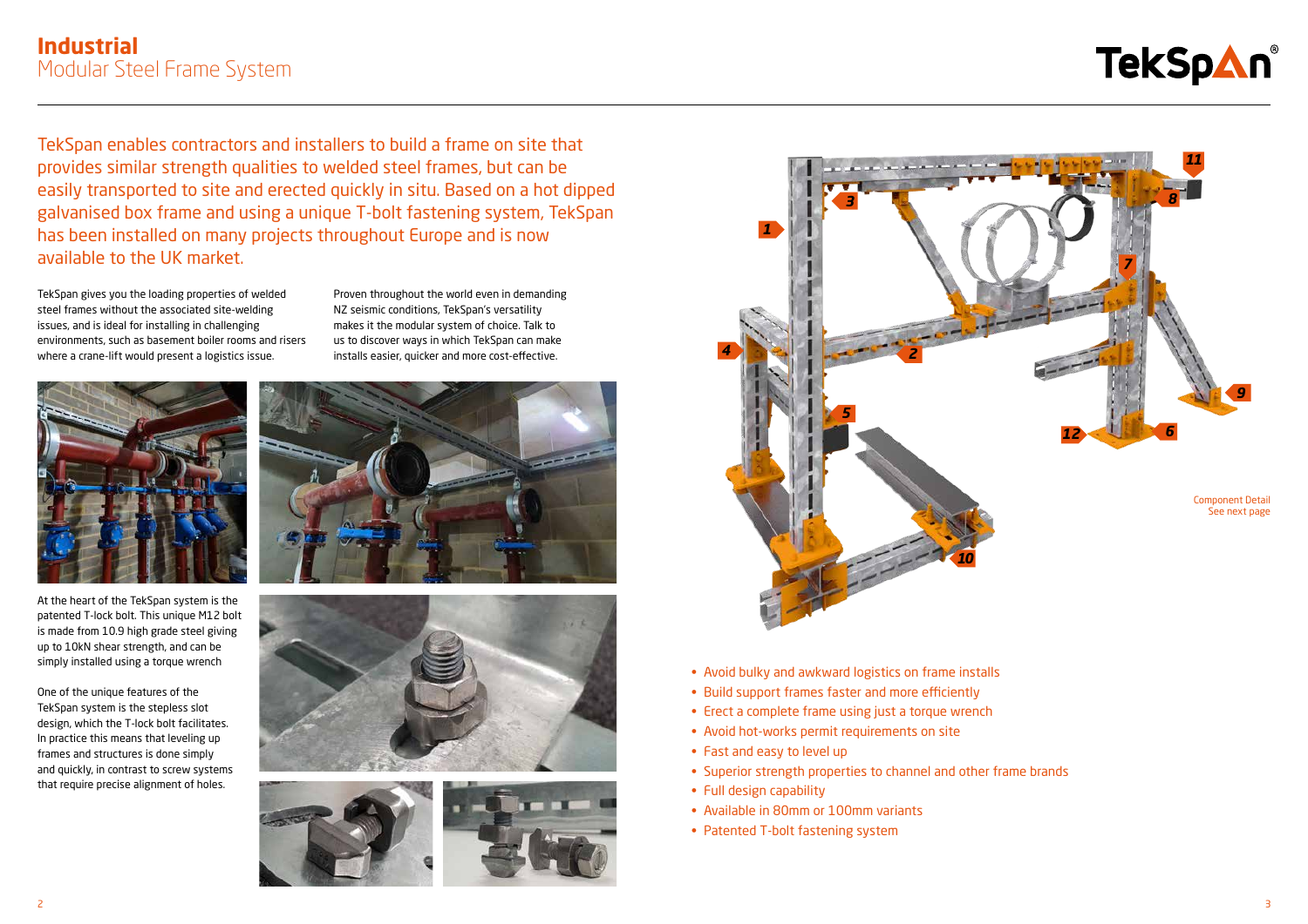# Industrial
## Modular Steel Frame System

TekSpan enables contractors and installers to build a frame on site that provides similar strength qualities to welded steel frames, but can be easily transported to site and erected quickly in situ. Based on a hot dipped galvanised box frame and using a unique T-bolt fastening system, TekSpan has been installed on many projects throughout Europe and is now available to the UK market.

TekSpan gives you the loading properties of welded steel frames without the associated site-welding issues, and is ideal for installing in challenging environments, such as basement boiler rooms and risers where a crane-lift would present a logistics issue.

Proven throughout the world even in demanding NZ seismic conditions, TekSpan's versatility makes it the modular system of choice. Talk to us to discover ways in which TekSpan can make installs easier, quicker and more cost-effective.

At the heart of the TekSpan system is the patented T-lock bolt. This unique M12 bolt is made from 10.9 high grade steel giving up to 10kN shear strength, and can be simply installed using a torque wrench

One of the unique features of the TekSpan system is the stepless slot design, which the T-lock bolt facilitates. In practice this means that leveling up frames and structures is done simply and quickly, in contrast to screw systems that require precise alignment of holes.

Component Detail
See next page

- Avoid bulky and awkward logistics on frame installs
- Build support frames faster and more efficiently
- Erect a complete frame using just a torque wrench
- Avoid hot-works permit requirements on site
- Fast and easy to level up
- Superior strength properties to channel and other frame brands
- Full design capability
- Available in 80mm or 100mm variants
- Patented T-bolt fastening system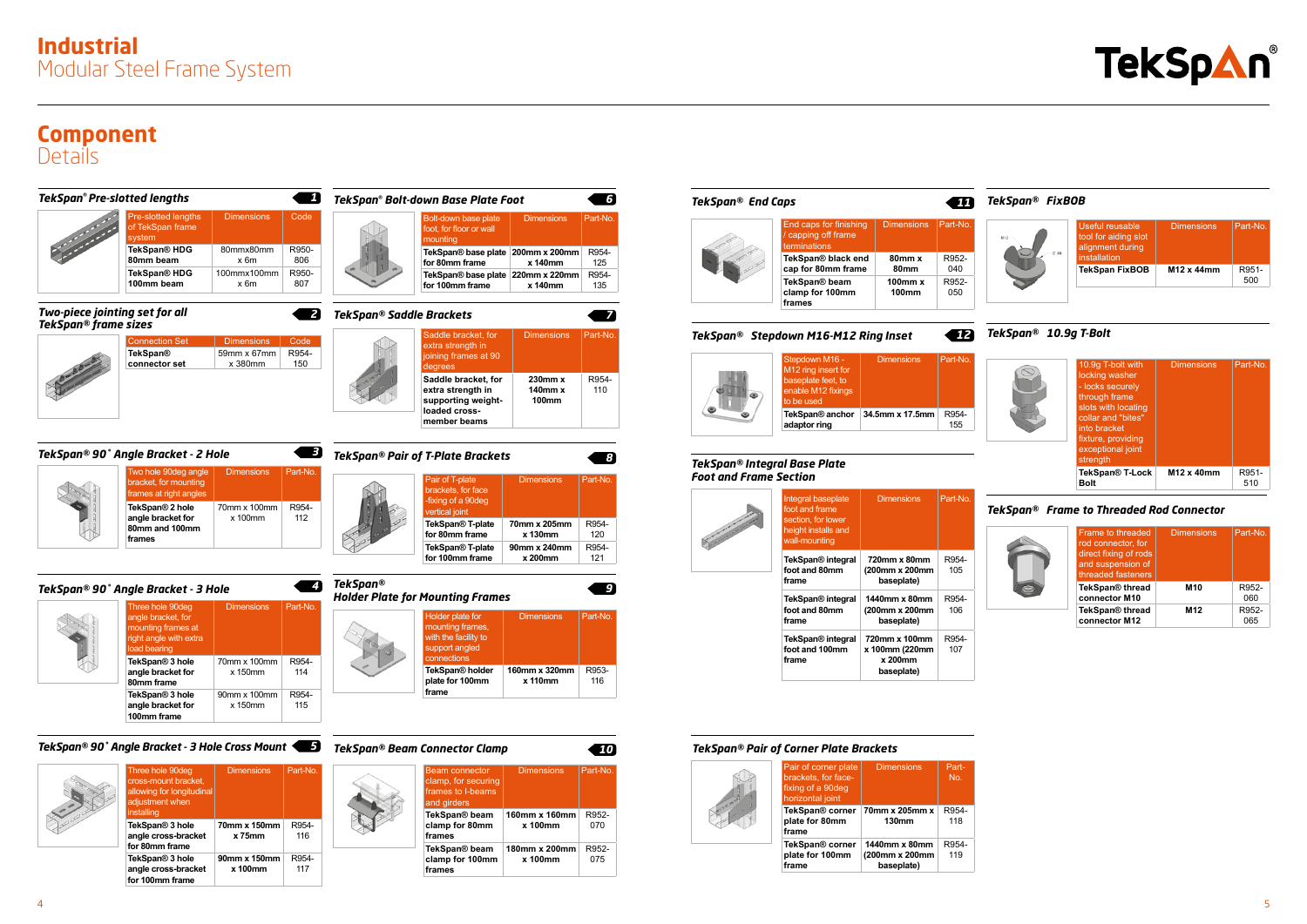# Industrial
## Modular Steel Frame System

# Component
## Details

### TekSpan® Pre-slotted lengths — 1

| Pre-slotted lengths of TekSpan frame system | Dimensions | Code |
|---|---|---|
| TekSpan® HDG 80mm beam | 80mmx80mm x 6m | R950-806 |
| TekSpan® HDG 100mm beam | 100mmx100mm x 6m | R950-807 |

### Two-piece jointing set for all TekSpan® frame sizes — 2

| Connection Set | Dimensions | Code |
|---|---|---|
| TekSpan® connector set | 59mm x 67mm x 380mm | R954-150 |

### TekSpan® 90˚ Angle Bracket - 2 Hole — 3

| Two hole 90deg angle bracket, for mounting frames at right angles | Dimensions | Part-No. |
|---|---|---|
| TekSpan® 2 hole angle bracket for 80mm and 100mm frames | 70mm x 100mm x 100mm | R954-112 |

### TekSpan® 90˚ Angle Bracket - 3 Hole — 4

| Three hole 90deg angle bracket, for mounting frames at right angle with extra load bearing | Dimensions | Part-No. |
|---|---|---|
| TekSpan® 3 hole angle bracket for 80mm frame | 70mm x 100mm x 150mm | R954-114 |
| TekSpan® 3 hole angle bracket for 100mm frame | 90mm x 100mm x 150mm | R954-115 |

### TekSpan® 90˚ Angle Bracket - 3 Hole Cross Mount — 5

| Three hole 90deg cross-mount bracket, allowing for longitudinal adjustment when installing | Dimensions | Part-No. |
|---|---|---|
| TekSpan® 3 hole angle cross-bracket for 80mm frame | 70mm x 150mm x 75mm | R954-116 |
| TekSpan® 3 hole angle cross-bracket for 100mm frame | 90mm x 150mm x 100mm | R954-117 |

### TekSpan® Bolt-down Base Plate Foot — 6

| Bolt-down base plate foot, for floor or wall mounting | Dimensions | Part-No. |
|---|---|---|
| TekSpan® base plate for 80mm frame | 200mm x 200mm x 140mm | R954-125 |
| TekSpan® base plate for 100mm frame | 220mm x 220mm x 140mm | R954-135 |

### TekSpan® Saddle Brackets — 7

| Saddle bracket, for extra strength in joining frames at 90 degrees | Dimensions | Part-No. |
|---|---|---|
| Saddle bracket, for extra strength in supporting weight-loaded cross-member beams | 230mm x 140mm x 100mm | R954-110 |

### TekSpan® Pair of T-Plate Brackets — 8

| Pair of T-plate brackets, for face -fixing of a 90deg vertical joint | Dimensions | Part-No. |
|---|---|---|
| TekSpan® T-plate for 80mm frame | 70mm x 205mm x 130mm | R954-120 |
| TekSpan® T-plate for 100mm frame | 90mm x 240mm x 200mm | R954-121 |

### TekSpan® Holder Plate for Mounting Frames — 9

| Holder plate for mounting frames, with the facility to support angled connections | Dimensions | Part-No. |
|---|---|---|
| TekSpan® holder plate for 100mm frame | 160mm x 320mm x 110mm | R953-116 |

### TekSpan® Beam Connector Clamp — 10

| Beam connector clamp, for securing frames to I-beams and girders | Dimensions | Part-No. |
|---|---|---|
| TekSpan® beam clamp for 80mm frames | 160mm x 160mm x 100mm | R952-070 |
| TekSpan® beam clamp for 100mm frames | 180mm x 200mm x 100mm | R952-075 |

### TekSpan® End Caps — 11

| End caps for finishing / capping off frame terminations | Dimensions | Part-No. |
|---|---|---|
| TekSpan® black end cap for 80mm frame | 80mm x 80mm | R952-040 |
| TekSpan® beam clamp for 100mm frames | 100mm x 100mm | R952-050 |

### TekSpan® Stepdown M16-M12 Ring Inset — 12

| Stepdown M16 - M12 ring insert for baseplate feet, to enable M12 fixings to be used | Dimensions | Part-No. |
|---|---|---|
| TekSpan® anchor adaptor ring | 34.5mm x 17.5mm | R954-155 |

### TekSpan® Integral Base Plate Foot and Frame Section

| Integral baseplate foot and frame section, for lower height installs and wall-mounting | Dimensions | Part-No. |
|---|---|---|
| TekSpan® integral foot and 80mm frame | 720mm x 80mm (200mm x 200mm baseplate) | R954-105 |
| TekSpan® integral foot and 80mm frame | 1440mm x 80mm (200mm x 200mm baseplate) | R954-106 |
| TekSpan® integral foot and 100mm frame | 720mm x 100mm x 100mm (220mm x 200mm baseplate) | R954-107 |

### TekSpan® Pair of Corner Plate Brackets

| Pair of corner plate brackets, for face-fixing of a 90deg horizontal joint | Dimensions | Part-No. |
|---|---|---|
| TekSpan® corner plate for 80mm frame | 70mm x 205mm x 130mm | R954-118 |
| TekSpan® corner plate for 100mm frame | 1440mm x 80mm (200mm x 200mm baseplate) | R954-119 |

### TekSpan® FixBOB

| Useful reusable tool for aiding slot alignment during installation | Dimensions | Part-No. |
|---|---|---|
| TekSpan FixBOB | M12 x 44mm | R951-500 |

### TekSpan® 10.9g T-Bolt

| 10.9g T-bolt with locking washer - locks securely through frame slots with locating collar and "bites" into bracket fixture, providing exceptional joint strength | Dimensions | Part-No. |
|---|---|---|
| TekSpan® T-Lock Bolt | M12 x 40mm | R951-510 |

### TekSpan® Frame to Threaded Rod Connector

| Frame to threaded rod connector, for direct fixing of rods and suspension of threaded fasteners | Dimensions | Part-No. |
|---|---|---|
| TekSpan® thread connector M10 | M10 | R952-060 |
| TekSpan® thread connector M12 | M12 | R952-065 |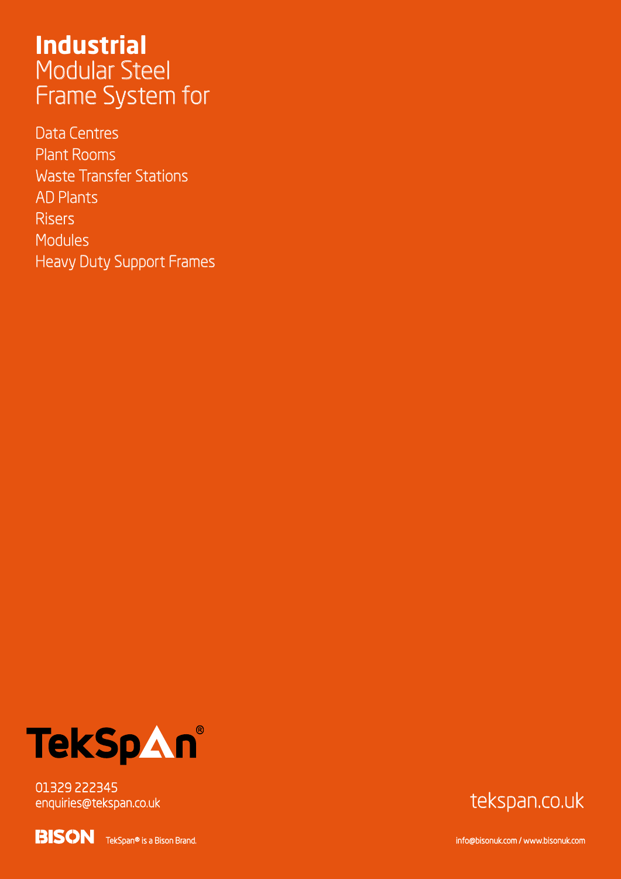# **Industrial** Modular Steel Frame System for

- Data Centres
- Plant Rooms
- Waste Transfer Stations
- AD Plants
- Risers
- Modules
- Heavy Duty Support Frames

TekSpan®

01329 222345
enquiries@tekspan.co.uk

tekspan.co.uk

BISON TekSpan® is a Bison Brand.

info@bisonuk.com / www.bisonuk.com